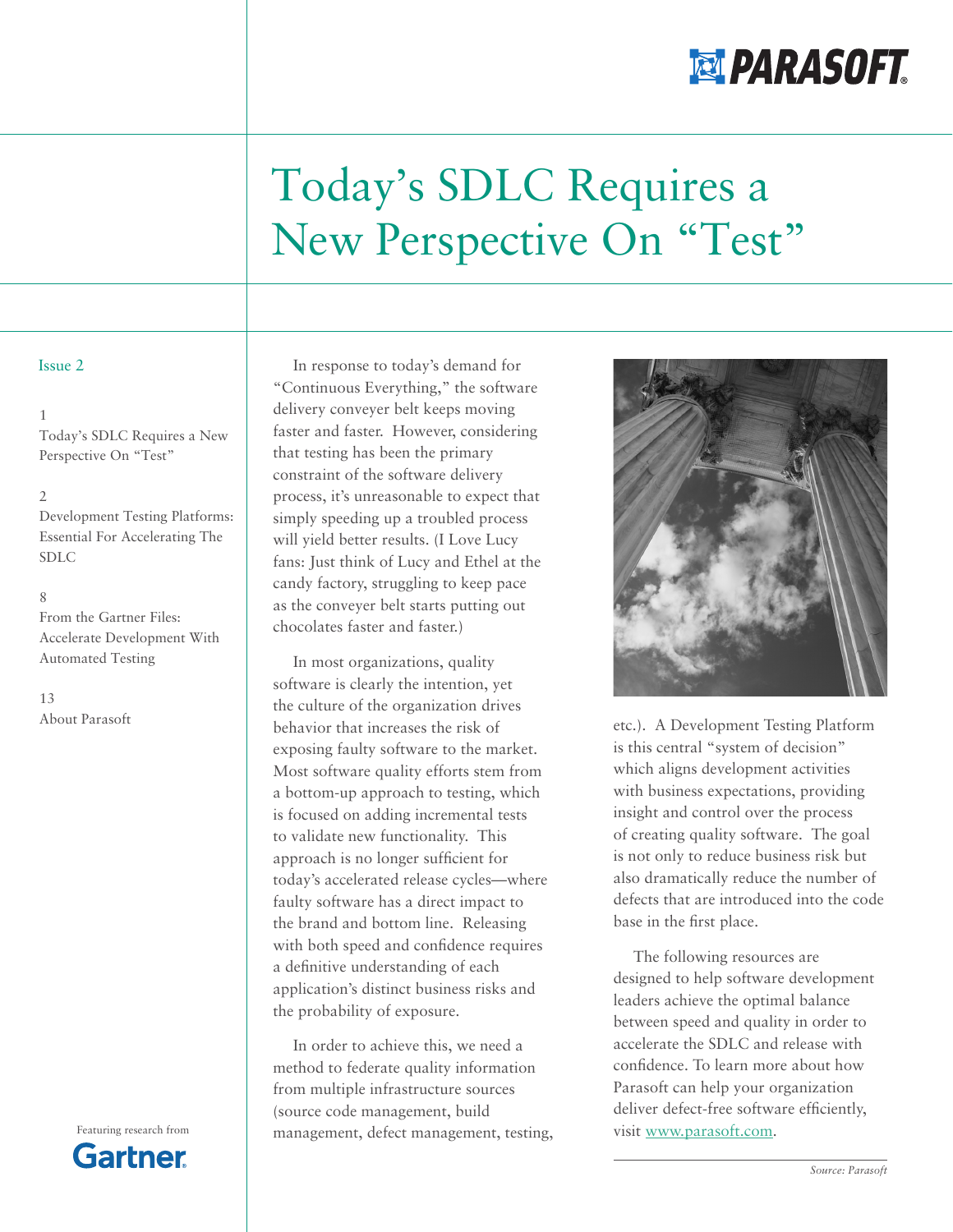# Today's SDLC Requires a New Perspective On "Test"

Issue 2

1
Today's SDLC Requires a New Perspective On "Test"

2
Development Testing Platforms: Essential For Accelerating The SDLC

8
From the Gartner Files: Accelerate Development With Automated Testing

13
About Parasoft

Featuring research from Gartner

In response to today's demand for "Continuous Everything," the software delivery conveyer belt keeps moving faster and faster. However, considering that testing has been the primary constraint of the software delivery process, it's unreasonable to expect that simply speeding up a troubled process will yield better results. (I Love Lucy fans: Just think of Lucy and Ethel at the candy factory, struggling to keep pace as the conveyer belt starts putting out chocolates faster and faster.)

In most organizations, quality software is clearly the intention, yet the culture of the organization drives behavior that increases the risk of exposing faulty software to the market. Most software quality efforts stem from a bottom-up approach to testing, which is focused on adding incremental tests to validate new functionality. This approach is no longer sufficient for today's accelerated release cycles—where faulty software has a direct impact to the brand and bottom line. Releasing with both speed and confidence requires a definitive understanding of each application's distinct business risks and the probability of exposure.

In order to achieve this, we need a method to federate quality information from multiple infrastructure sources (source code management, build management, defect management, testing, etc.). A Development Testing Platform is this central "system of decision" which aligns development activities with business expectations, providing insight and control over the process of creating quality software. The goal is not only to reduce business risk but also dramatically reduce the number of defects that are introduced into the code base in the first place.

The following resources are designed to help software development leaders achieve the optimal balance between speed and quality in order to accelerate the SDLC and release with confidence. To learn more about how Parasoft can help your organization deliver defect-free software efficiently, visit [www.parasoft.com](http://www.parasoft.com).

*Source: Parasoft*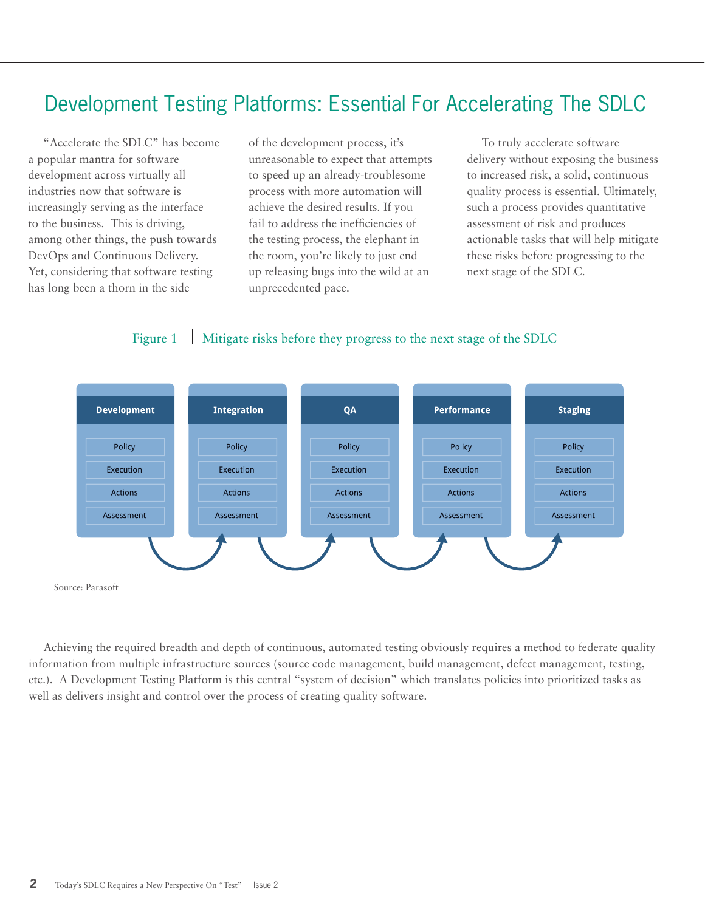# Development Testing Platforms: Essential For Accelerating The SDLC

"Accelerate the SDLC" has become a popular mantra for software development across virtually all industries now that software is increasingly serving as the interface to the business. This is driving, among other things, the push towards DevOps and Continuous Delivery. Yet, considering that software testing has long been a thorn in the side of the development process, it's unreasonable to expect that attempts to speed up an already-troublesome process with more automation will achieve the desired results. If you fail to address the inefficiencies of the testing process, the elephant in the room, you're likely to just end up releasing bugs into the wild at an unprecedented pace.

To truly accelerate software delivery without exposing the business to increased risk, a solid, continuous quality process is essential. Ultimately, such a process provides quantitative assessment of risk and produces actionable tasks that will help mitigate these risks before progressing to the next stage of the SDLC.

Figure 1 | Mitigate risks before they progress to the next stage of the SDLC

| Development | Integration | QA | Performance | Staging |
|---|---|---|---|---|
| Policy | Policy | Policy | Policy | Policy |
| Execution | Execution | Execution | Execution | Execution |
| Actions | Actions | Actions | Actions | Actions |
| Assessment | Assessment | Assessment | Assessment | Assessment |

Source: Parasoft

Achieving the required breadth and depth of continuous, automated testing obviously requires a method to federate quality information from multiple infrastructure sources (source code management, build management, defect management, testing, etc.). A Development Testing Platform is this central "system of decision" which translates policies into prioritized tasks as well as delivers insight and control over the process of creating quality software.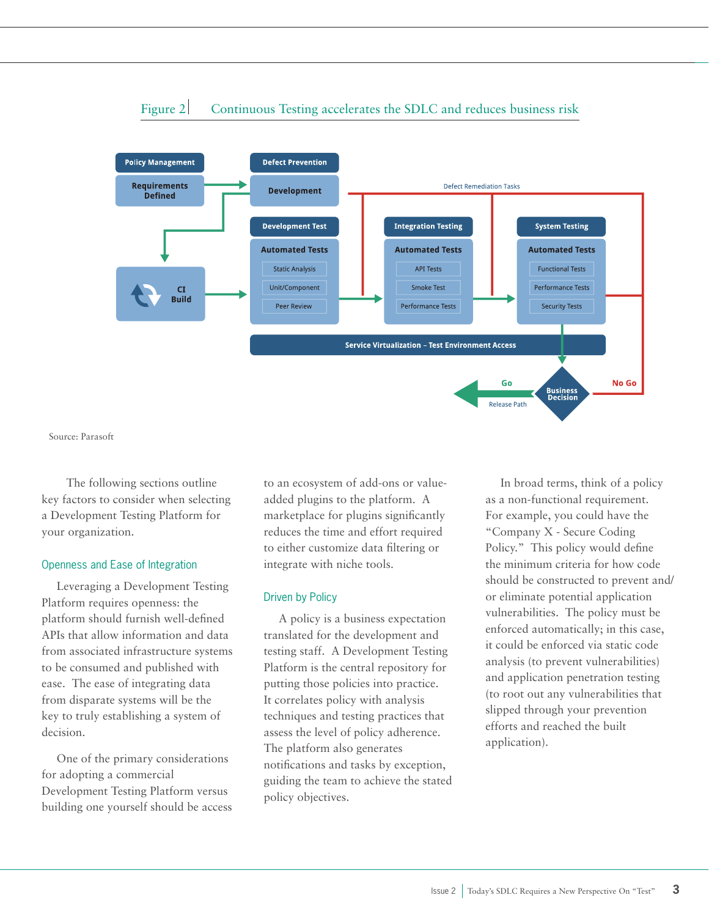Figure 2 | Continuous Testing accelerates the SDLC and reduces business risk

Source: Parasoft

The following sections outline key factors to consider when selecting a Development Testing Platform for your organization.

## Openness and Ease of Integration

Leveraging a Development Testing Platform requires openness: the platform should furnish well-defined APIs that allow information and data from associated infrastructure systems to be consumed and published with ease. The ease of integrating data from disparate systems will be the key to truly establishing a system of decision.

One of the primary considerations for adopting a commercial Development Testing Platform versus building one yourself should be access to an ecosystem of add-ons or value-added plugins to the platform. A marketplace for plugins significantly reduces the time and effort required to either customize data filtering or integrate with niche tools.

## Driven by Policy

A policy is a business expectation translated for the development and testing staff. A Development Testing Platform is the central repository for putting those policies into practice. It correlates policy with analysis techniques and testing practices that assess the level of policy adherence. The platform also generates notifications and tasks by exception, guiding the team to achieve the stated policy objectives.

In broad terms, think of a policy as a non-functional requirement. For example, you could have the "Company X - Secure Coding Policy." This policy would define the minimum criteria for how code should be constructed to prevent and/or eliminate potential application vulnerabilities. The policy must be enforced automatically; in this case, it could be enforced via static code analysis (to prevent vulnerabilities) and application penetration testing (to root out any vulnerabilities that slipped through your prevention efforts and reached the built application).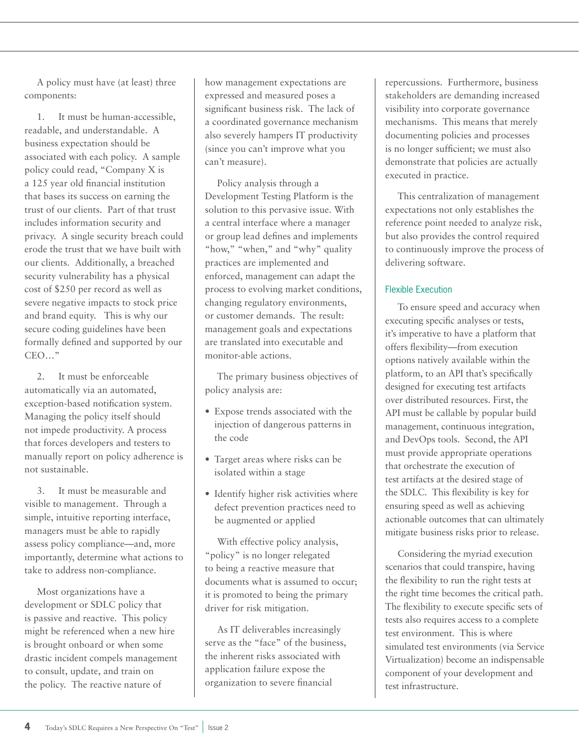A policy must have (at least) three components:

1. It must be human-accessible, readable, and understandable. A business expectation should be associated with each policy. A sample policy could read, "Company X is a 125 year old financial institution that bases its success on earning the trust of our clients. Part of that trust includes information security and privacy. A single security breach could erode the trust that we have built with our clients. Additionally, a breached security vulnerability has a physical cost of $250 per record as well as severe negative impacts to stock price and brand equity. This is why our secure coding guidelines have been formally defined and supported by our CEO…"

2. It must be enforceable automatically via an automated, exception-based notification system. Managing the policy itself should not impede productivity. A process that forces developers and testers to manually report on policy adherence is not sustainable.

3. It must be measurable and visible to management. Through a simple, intuitive reporting interface, managers must be able to rapidly assess policy compliance—and, more importantly, determine what actions to take to address non-compliance.

Most organizations have a development or SDLC policy that is passive and reactive. This policy might be referenced when a new hire is brought onboard or when some drastic incident compels management to consult, update, and train on the policy. The reactive nature of how management expectations are expressed and measured poses a significant business risk. The lack of a coordinated governance mechanism also severely hampers IT productivity (since you can't improve what you can't measure).

Policy analysis through a Development Testing Platform is the solution to this pervasive issue. With a central interface where a manager or group lead defines and implements "how," "when," and "why" quality practices are implemented and enforced, management can adapt the process to evolving market conditions, changing regulatory environments, or customer demands. The result: management goals and expectations are translated into executable and monitor-able actions.

The primary business objectives of policy analysis are:

- Expose trends associated with the injection of dangerous patterns in the code
- Target areas where risks can be isolated within a stage
- Identify higher risk activities where defect prevention practices need to be augmented or applied

With effective policy analysis, "policy" is no longer relegated to being a reactive measure that documents what is assumed to occur; it is promoted to being the primary driver for risk mitigation.

As IT deliverables increasingly serve as the "face" of the business, the inherent risks associated with application failure expose the organization to severe financial repercussions. Furthermore, business stakeholders are demanding increased visibility into corporate governance mechanisms. This means that merely documenting policies and processes is no longer sufficient; we must also demonstrate that policies are actually executed in practice.

This centralization of management expectations not only establishes the reference point needed to analyze risk, but also provides the control required to continuously improve the process of delivering software.

### Flexible Execution

To ensure speed and accuracy when executing specific analyses or tests, it's imperative to have a platform that offers flexibility—from execution options natively available within the platform, to an API that's specifically designed for executing test artifacts over distributed resources. First, the API must be callable by popular build management, continuous integration, and DevOps tools. Second, the API must provide appropriate operations that orchestrate the execution of test artifacts at the desired stage of the SDLC. This flexibility is key for ensuring speed as well as achieving actionable outcomes that can ultimately mitigate business risks prior to release.

Considering the myriad execution scenarios that could transpire, having the flexibility to run the right tests at the right time becomes the critical path. The flexibility to execute specific sets of tests also requires access to a complete test environment. This is where simulated test environments (via Service Virtualization) become an indispensable component of your development and test infrastructure.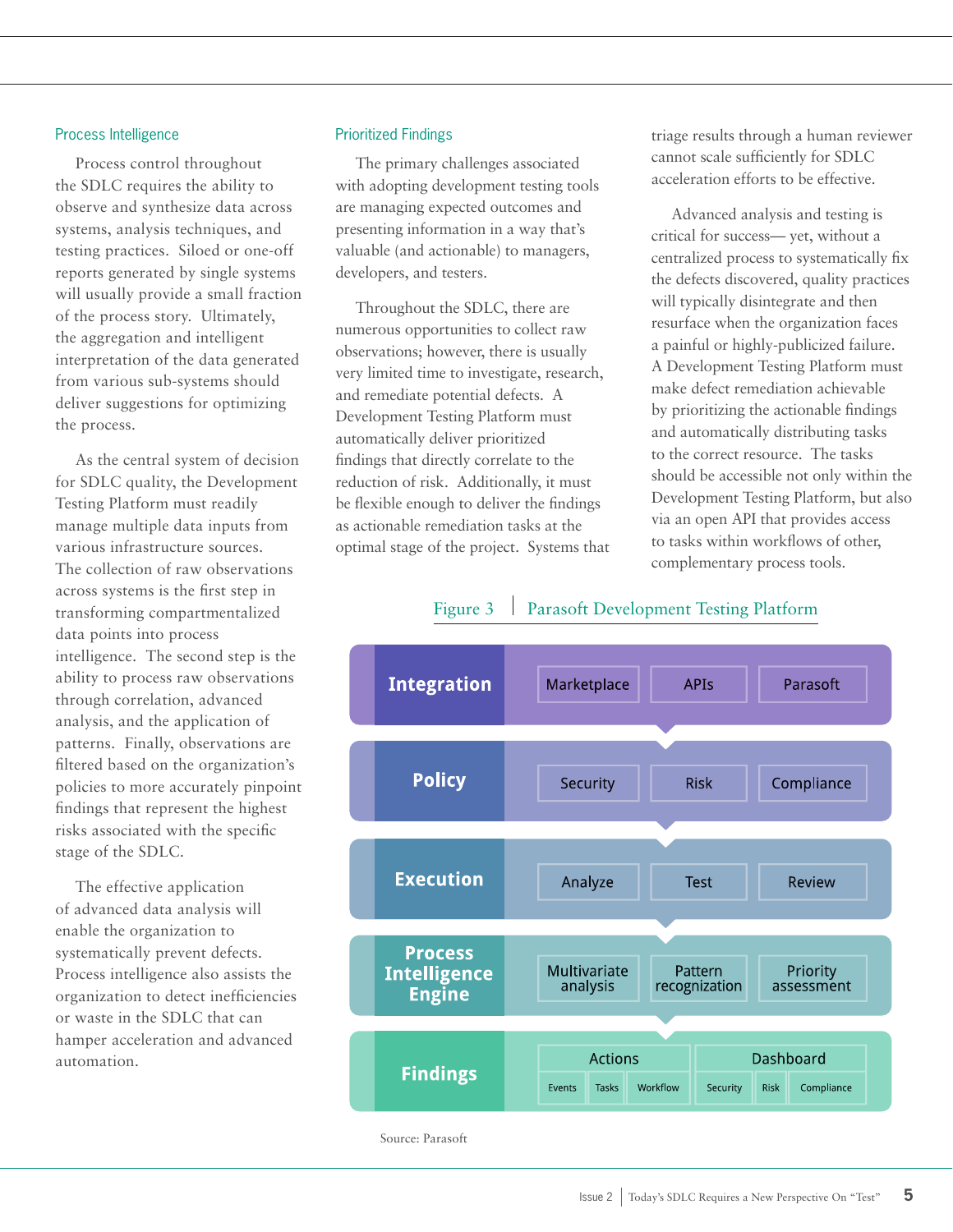## Process Intelligence

Process control throughout the SDLC requires the ability to observe and synthesize data across systems, analysis techniques, and testing practices. Siloed or one-off reports generated by single systems will usually provide a small fraction of the process story. Ultimately, the aggregation and intelligent interpretation of the data generated from various sub-systems should deliver suggestions for optimizing the process.

As the central system of decision for SDLC quality, the Development Testing Platform must readily manage multiple data inputs from various infrastructure sources. The collection of raw observations across systems is the first step in transforming compartmentalized data points into process intelligence. The second step is the ability to process raw observations through correlation, advanced analysis, and the application of patterns. Finally, observations are filtered based on the organization's policies to more accurately pinpoint findings that represent the highest risks associated with the specific stage of the SDLC.

The effective application of advanced data analysis will enable the organization to systematically prevent defects. Process intelligence also assists the organization to detect inefficiencies or waste in the SDLC that can hamper acceleration and advanced automation.

## Prioritized Findings

The primary challenges associated with adopting development testing tools are managing expected outcomes and presenting information in a way that's valuable (and actionable) to managers, developers, and testers.

Throughout the SDLC, there are numerous opportunities to collect raw observations; however, there is usually very limited time to investigate, research, and remediate potential defects. A Development Testing Platform must automatically deliver prioritized findings that directly correlate to the reduction of risk. Additionally, it must be flexible enough to deliver the findings as actionable remediation tasks at the optimal stage of the project. Systems that triage results through a human reviewer cannot scale sufficiently for SDLC acceleration efforts to be effective.

Advanced analysis and testing is critical for success— yet, without a centralized process to systematically fix the defects discovered, quality practices will typically disintegrate and then resurface when the organization faces a painful or highly-publicized failure. A Development Testing Platform must make defect remediation achievable by prioritizing the actionable findings and automatically distributing tasks to the correct resource. The tasks should be accessible not only within the Development Testing Platform, but also via an open API that provides access to tasks within workflows of other, complementary process tools.

Figure 3 | Parasoft Development Testing Platform

| Layer | Components | | |
|---|---|---|---|
| Integration | Marketplace | APIs | Parasoft |
| Policy | Security | Risk | Compliance |
| Execution | Analyze | Test | Review |
| Process Intelligence Engine | Multivariate analysis | Pattern recognization | Priority assessment |
| Findings | Actions: Events, Tasks, Workflow | Dashboard: Security, Risk, Compliance | |

Source: Parasoft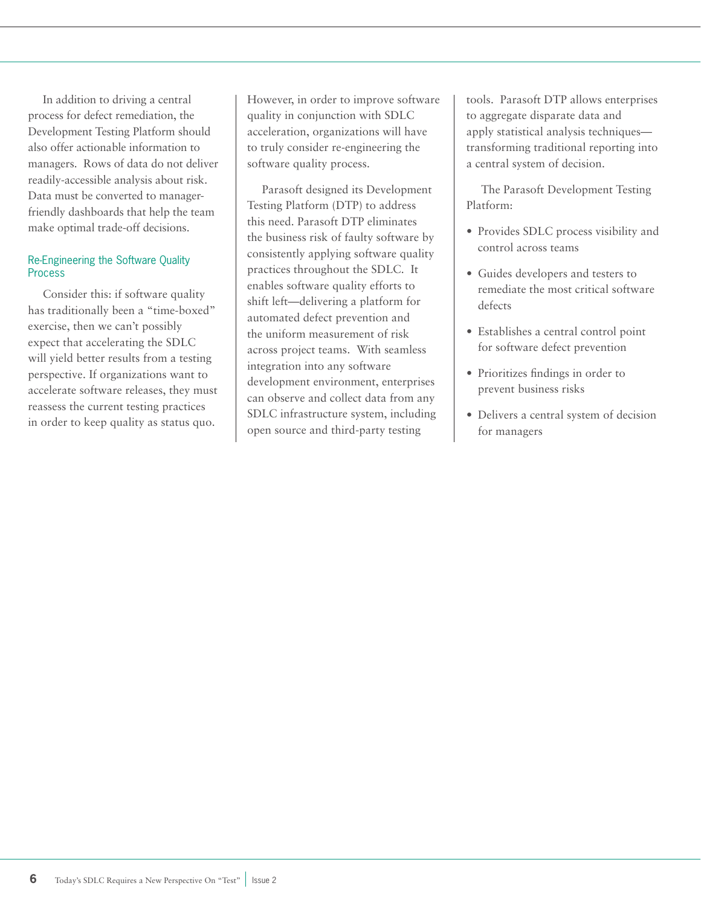In addition to driving a central process for defect remediation, the Development Testing Platform should also offer actionable information to managers. Rows of data do not deliver readily-accessible analysis about risk. Data must be converted to manager-friendly dashboards that help the team make optimal trade-off decisions.

## Re-Engineering the Software Quality Process

Consider this: if software quality has traditionally been a "time-boxed" exercise, then we can't possibly expect that accelerating the SDLC will yield better results from a testing perspective. If organizations want to accelerate software releases, they must reassess the current testing practices in order to keep quality as status quo. However, in order to improve software quality in conjunction with SDLC acceleration, organizations will have to truly consider re-engineering the software quality process.

Parasoft designed its Development Testing Platform (DTP) to address this need. Parasoft DTP eliminates the business risk of faulty software by consistently applying software quality practices throughout the SDLC. It enables software quality efforts to shift left—delivering a platform for automated defect prevention and the uniform measurement of risk across project teams. With seamless integration into any software development environment, enterprises can observe and collect data from any SDLC infrastructure system, including open source and third-party testing tools. Parasoft DTP allows enterprises to aggregate disparate data and apply statistical analysis techniques—transforming traditional reporting into a central system of decision.

The Parasoft Development Testing Platform:

- Provides SDLC process visibility and control across teams
- Guides developers and testers to remediate the most critical software defects
- Establishes a central control point for software defect prevention
- Prioritizes findings in order to prevent business risks
- Delivers a central system of decision for managers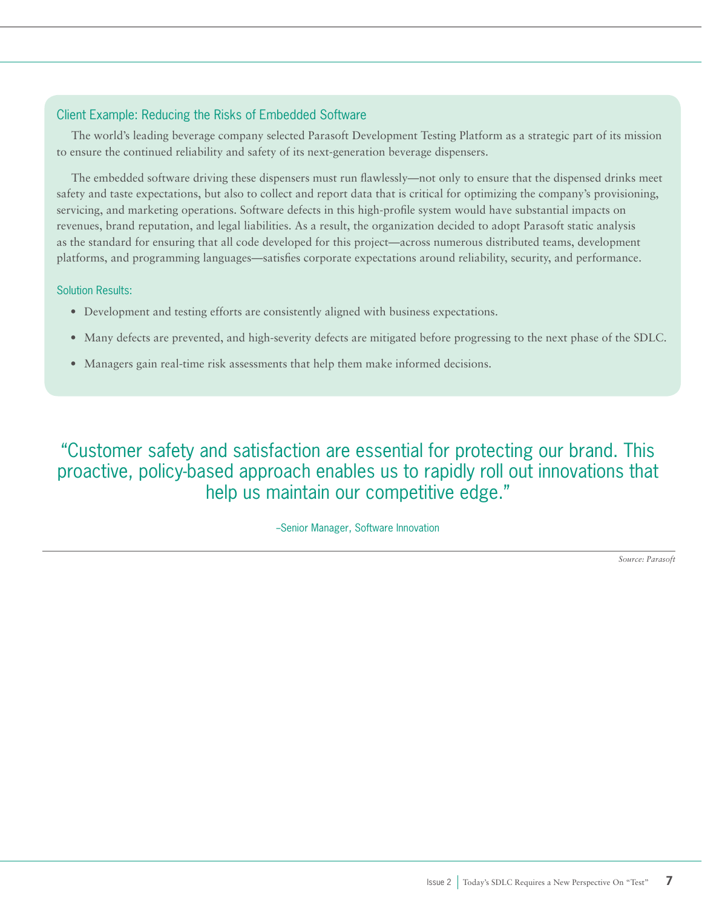### Client Example: Reducing the Risks of Embedded Software

The world's leading beverage company selected Parasoft Development Testing Platform as a strategic part of its mission to ensure the continued reliability and safety of its next-generation beverage dispensers.

The embedded software driving these dispensers must run flawlessly—not only to ensure that the dispensed drinks meet safety and taste expectations, but also to collect and report data that is critical for optimizing the company's provisioning, servicing, and marketing operations. Software defects in this high-profile system would have substantial impacts on revenues, brand reputation, and legal liabilities. As a result, the organization decided to adopt Parasoft static analysis as the standard for ensuring that all code developed for this project—across numerous distributed teams, development platforms, and programming languages—satisfies corporate expectations around reliability, security, and performance.

#### Solution Results:

- Development and testing efforts are consistently aligned with business expectations.
- Many defects are prevented, and high-severity defects are mitigated before progressing to the next phase of the SDLC.
- Managers gain real-time risk assessments that help them make informed decisions.

> "Customer safety and satisfaction are essential for protecting our brand. This proactive, policy-based approach enables us to rapidly roll out innovations that help us maintain our competitive edge."
>
> –Senior Manager, Software Innovation

*Source: Parasoft*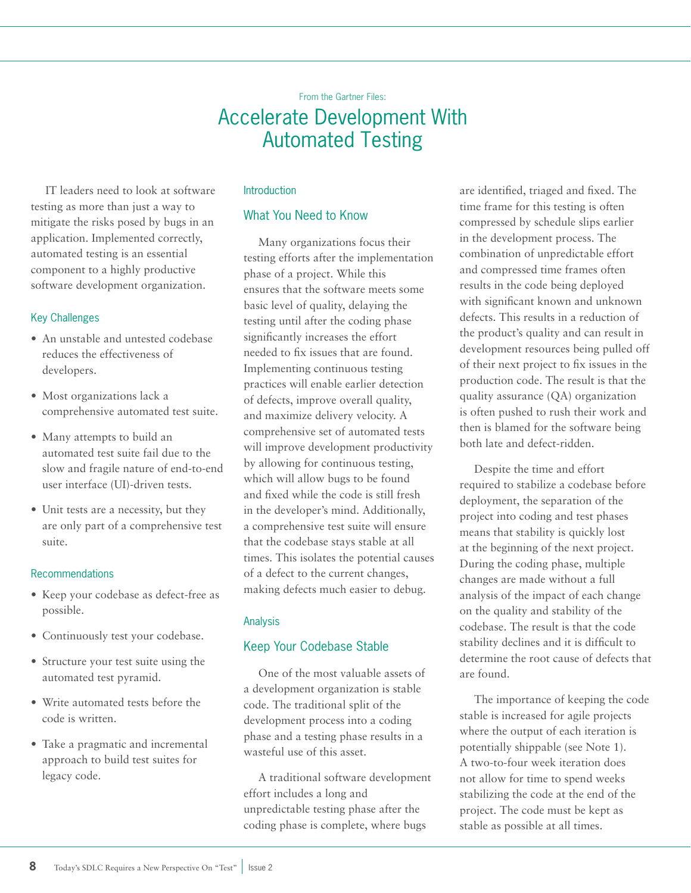From the Gartner Files:

# Accelerate Development With Automated Testing

IT leaders need to look at software testing as more than just a way to mitigate the risks posed by bugs in an application. Implemented correctly, automated testing is an essential component to a highly productive software development organization.

### Key Challenges

- An unstable and untested codebase reduces the effectiveness of developers.
- Most organizations lack a comprehensive automated test suite.
- Many attempts to build an automated test suite fail due to the slow and fragile nature of end-to-end user interface (UI)-driven tests.
- Unit tests are a necessity, but they are only part of a comprehensive test suite.

### Recommendations

- Keep your codebase as defect-free as possible.
- Continuously test your codebase.
- Structure your test suite using the automated test pyramid.
- Write automated tests before the code is written.
- Take a pragmatic and incremental approach to build test suites for legacy code.

### Introduction

## What You Need to Know

Many organizations focus their testing efforts after the implementation phase of a project. While this ensures that the software meets some basic level of quality, delaying the testing until after the coding phase significantly increases the effort needed to fix issues that are found. Implementing continuous testing practices will enable earlier detection of defects, improve overall quality, and maximize delivery velocity. A comprehensive set of automated tests will improve development productivity by allowing for continuous testing, which will allow bugs to be found and fixed while the code is still fresh in the developer's mind. Additionally, a comprehensive test suite will ensure that the codebase stays stable at all times. This isolates the potential causes of a defect to the current changes, making defects much easier to debug.

### Analysis

## Keep Your Codebase Stable

One of the most valuable assets of a development organization is stable code. The traditional split of the development process into a coding phase and a testing phase results in a wasteful use of this asset.

A traditional software development effort includes a long and unpredictable testing phase after the coding phase is complete, where bugs are identified, triaged and fixed. The time frame for this testing is often compressed by schedule slips earlier in the development process. The combination of unpredictable effort and compressed time frames often results in the code being deployed with significant known and unknown defects. This results in a reduction of the product's quality and can result in development resources being pulled off of their next project to fix issues in the production code. The result is that the quality assurance (QA) organization is often pushed to rush their work and then is blamed for the software being both late and defect-ridden.

Despite the time and effort required to stabilize a codebase before deployment, the separation of the project into coding and test phases means that stability is quickly lost at the beginning of the next project. During the coding phase, multiple changes are made without a full analysis of the impact of each change on the quality and stability of the codebase. The result is that the code stability declines and it is difficult to determine the root cause of defects that are found.

The importance of keeping the code stable is increased for agile projects where the output of each iteration is potentially shippable (see Note 1). A two-to-four week iteration does not allow for time to spend weeks stabilizing the code at the end of the project. The code must be kept as stable as possible at all times.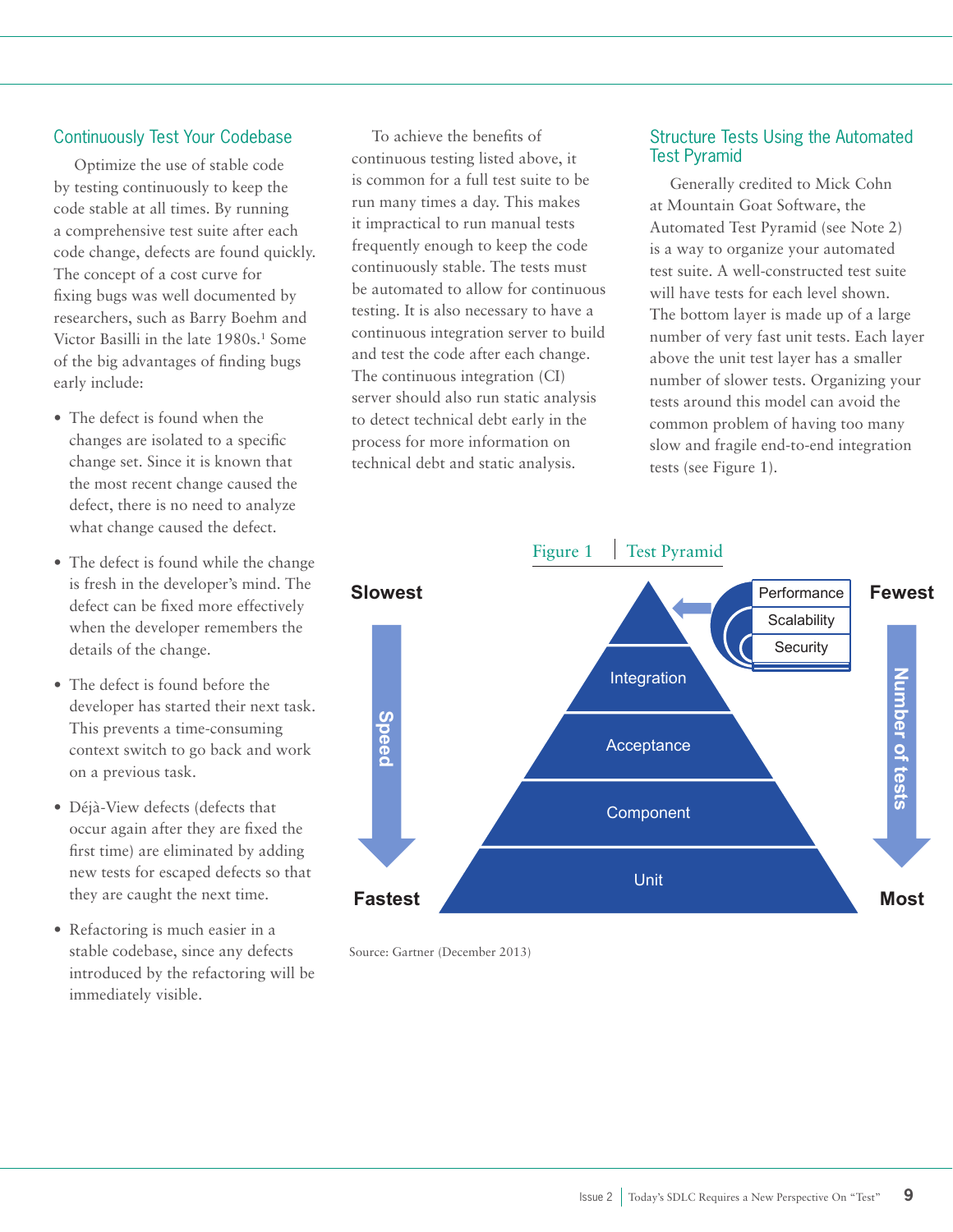## Continuously Test Your Codebase

Optimize the use of stable code by testing continuously to keep the code stable at all times. By running a comprehensive test suite after each code change, defects are found quickly. The concept of a cost curve for fixing bugs was well documented by researchers, such as Barry Boehm and Victor Basilli in the late 1980s.[1] Some of the big advantages of finding bugs early include:

- The defect is found when the changes are isolated to a specific change set. Since it is known that the most recent change caused the defect, there is no need to analyze what change caused the defect.
- The defect is found while the change is fresh in the developer's mind. The defect can be fixed more effectively when the developer remembers the details of the change.
- The defect is found before the developer has started their next task. This prevents a time-consuming context switch to go back and work on a previous task.
- Déjà-View defects (defects that occur again after they are fixed the first time) are eliminated by adding new tests for escaped defects so that they are caught the next time.
- Refactoring is much easier in a stable codebase, since any defects introduced by the refactoring will be immediately visible.

To achieve the benefits of continuous testing listed above, it is common for a full test suite to be run many times a day. This makes it impractical to run manual tests frequently enough to keep the code continuously stable. The tests must be automated to allow for continuous testing. It is also necessary to have a continuous integration server to build and test the code after each change. The continuous integration (CI) server should also run static analysis to detect technical debt early in the process for more information on technical debt and static analysis.

## Structure Tests Using the Automated Test Pyramid

Generally credited to Mick Cohn at Mountain Goat Software, the Automated Test Pyramid (see Note 2) is a way to organize your automated test suite. A well-constructed test suite will have tests for each level shown. The bottom layer is made up of a large number of very fast unit tests. Each layer above the unit test layer has a smaller number of slower tests. Organizing your tests around this model can avoid the common problem of having too many slow and fragile end-to-end integration tests (see Figure 1).

Figure 1 | Test Pyramid

Slowest — Speed — Fastest

Fewest — Number of tests — Most

- Performance / Scalability / Security
- Integration
- Acceptance
- Component
- Unit

Source: Gartner (December 2013)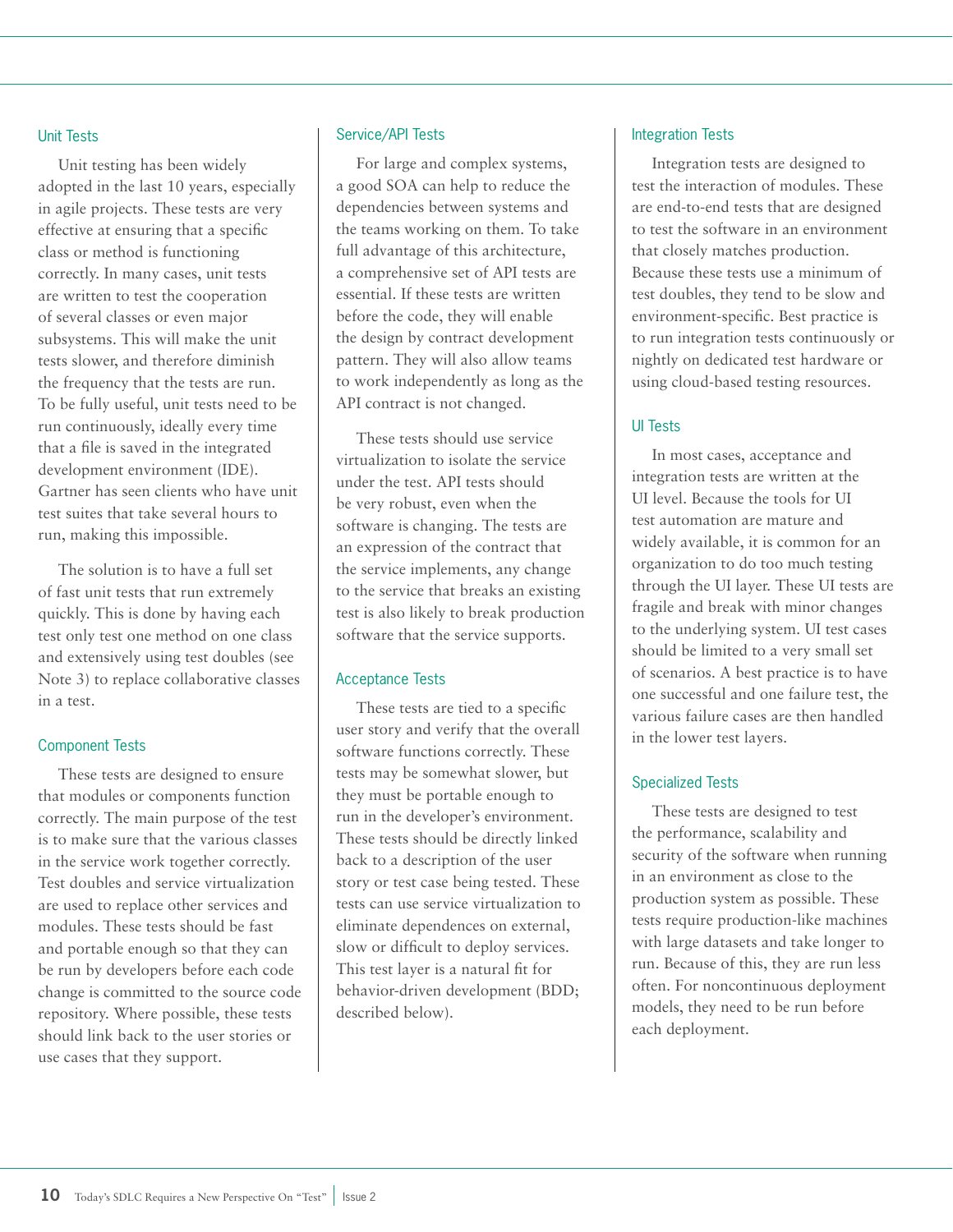### Unit Tests

Unit testing has been widely adopted in the last 10 years, especially in agile projects. These tests are very effective at ensuring that a specific class or method is functioning correctly. In many cases, unit tests are written to test the cooperation of several classes or even major subsystems. This will make the unit tests slower, and therefore diminish the frequency that the tests are run. To be fully useful, unit tests need to be run continuously, ideally every time that a file is saved in the integrated development environment (IDE). Gartner has seen clients who have unit test suites that take several hours to run, making this impossible.

The solution is to have a full set of fast unit tests that run extremely quickly. This is done by having each test only test one method on one class and extensively using test doubles (see Note 3) to replace collaborative classes in a test.

### Component Tests

These tests are designed to ensure that modules or components function correctly. The main purpose of the test is to make sure that the various classes in the service work together correctly. Test doubles and service virtualization are used to replace other services and modules. These tests should be fast and portable enough so that they can be run by developers before each code change is committed to the source code repository. Where possible, these tests should link back to the user stories or use cases that they support.

### Service/API Tests

For large and complex systems, a good SOA can help to reduce the dependencies between systems and the teams working on them. To take full advantage of this architecture, a comprehensive set of API tests are essential. If these tests are written before the code, they will enable the design by contract development pattern. They will also allow teams to work independently as long as the API contract is not changed.

These tests should use service virtualization to isolate the service under the test. API tests should be very robust, even when the software is changing. The tests are an expression of the contract that the service implements, any change to the service that breaks an existing test is also likely to break production software that the service supports.

### Acceptance Tests

These tests are tied to a specific user story and verify that the overall software functions correctly. These tests may be somewhat slower, but they must be portable enough to run in the developer's environment. These tests should be directly linked back to a description of the user story or test case being tested. These tests can use service virtualization to eliminate dependences on external, slow or difficult to deploy services. This test layer is a natural fit for behavior-driven development (BDD; described below).

### Integration Tests

Integration tests are designed to test the interaction of modules. These are end-to-end tests that are designed to test the software in an environment that closely matches production. Because these tests use a minimum of test doubles, they tend to be slow and environment-specific. Best practice is to run integration tests continuously or nightly on dedicated test hardware or using cloud-based testing resources.

### UI Tests

In most cases, acceptance and integration tests are written at the UI level. Because the tools for UI test automation are mature and widely available, it is common for an organization to do too much testing through the UI layer. These UI tests are fragile and break with minor changes to the underlying system. UI test cases should be limited to a very small set of scenarios. A best practice is to have one successful and one failure test, the various failure cases are then handled in the lower test layers.

### Specialized Tests

These tests are designed to test the performance, scalability and security of the software when running in an environment as close to the production system as possible. These tests require production-like machines with large datasets and take longer to run. Because of this, they are run less often. For noncontinuous deployment models, they need to be run before each deployment.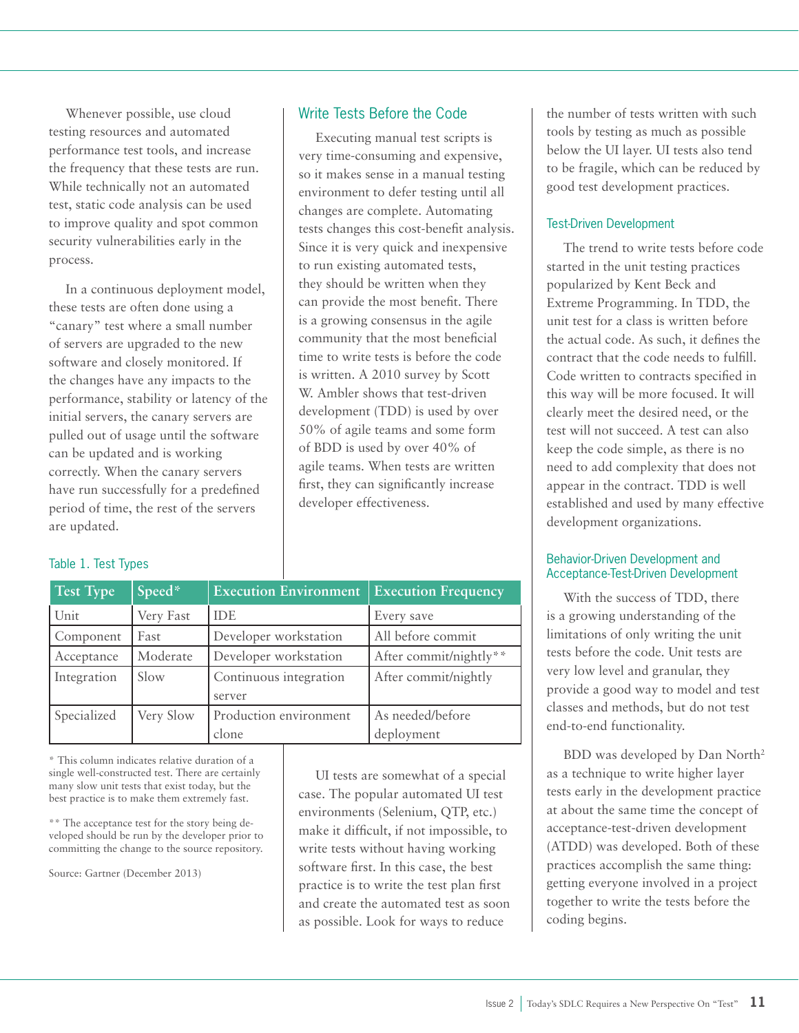Whenever possible, use cloud testing resources and automated performance test tools, and increase the frequency that these tests are run. While technically not an automated test, static code analysis can be used to improve quality and spot common security vulnerabilities early in the process.

In a continuous deployment model, these tests are often done using a "canary" test where a small number of servers are upgraded to the new software and closely monitored. If the changes have any impacts to the performance, stability or latency of the initial servers, the canary servers are pulled out of usage until the software can be updated and is working correctly. When the canary servers have run successfully for a predefined period of time, the rest of the servers are updated.

Table 1. Test Types

| Test Type | Speed* | Execution Environment | Execution Frequency |
|---|---|---|---|
| Unit | Very Fast | IDE | Every save |
| Component | Fast | Developer workstation | All before commit |
| Acceptance | Moderate | Developer workstation | After commit/nightly** |
| Integration | Slow | Continuous integration server | After commit/nightly |
| Specialized | Very Slow | Production environment clone | As needed/before deployment |

* This column indicates relative duration of a single well-constructed test. There are certainly many slow unit tests that exist today, but the best practice is to make them extremely fast.

** The acceptance test for the story being developed should be run by the developer prior to committing the change to the source repository.

Source: Gartner (December 2013)

## Write Tests Before the Code

Executing manual test scripts is very time-consuming and expensive, so it makes sense in a manual testing environment to defer testing until all changes are complete. Automating tests changes this cost-benefit analysis. Since it is very quick and inexpensive to run existing automated tests, they should be written when they can provide the most benefit. There is a growing consensus in the agile community that the most beneficial time to write tests is before the code is written. A 2010 survey by Scott W. Ambler shows that test-driven development (TDD) is used by over 50% of agile teams and some form of BDD is used by over 40% of agile teams. When tests are written first, they can significantly increase developer effectiveness.

UI tests are somewhat of a special case. The popular automated UI test environments (Selenium, QTP, etc.) make it difficult, if not impossible, to write tests without having working software first. In this case, the best practice is to write the test plan first and create the automated test as soon as possible. Look for ways to reduce the number of tests written with such tools by testing as much as possible below the UI layer. UI tests also tend to be fragile, which can be reduced by good test development practices.

### Test-Driven Development

The trend to write tests before code started in the unit testing practices popularized by Kent Beck and Extreme Programming. In TDD, the unit test for a class is written before the actual code. As such, it defines the contract that the code needs to fulfill. Code written to contracts specified in this way will be more focused. It will clearly meet the desired need, or the test will not succeed. A test can also keep the code simple, as there is no need to add complexity that does not appear in the contract. TDD is well established and used by many effective development organizations.

### Behavior-Driven Development and Acceptance-Test-Driven Development

With the success of TDD, there is a growing understanding of the limitations of only writing the unit tests before the code. Unit tests are very low level and granular, they provide a good way to model and test classes and methods, but do not test end-to-end functionality.

BDD was developed by Dan North[2] as a technique to write higher layer tests early in the development practice at about the same time the concept of acceptance-test-driven development (ATDD) was developed. Both of these practices accomplish the same thing: getting everyone involved in a project together to write the tests before the coding begins.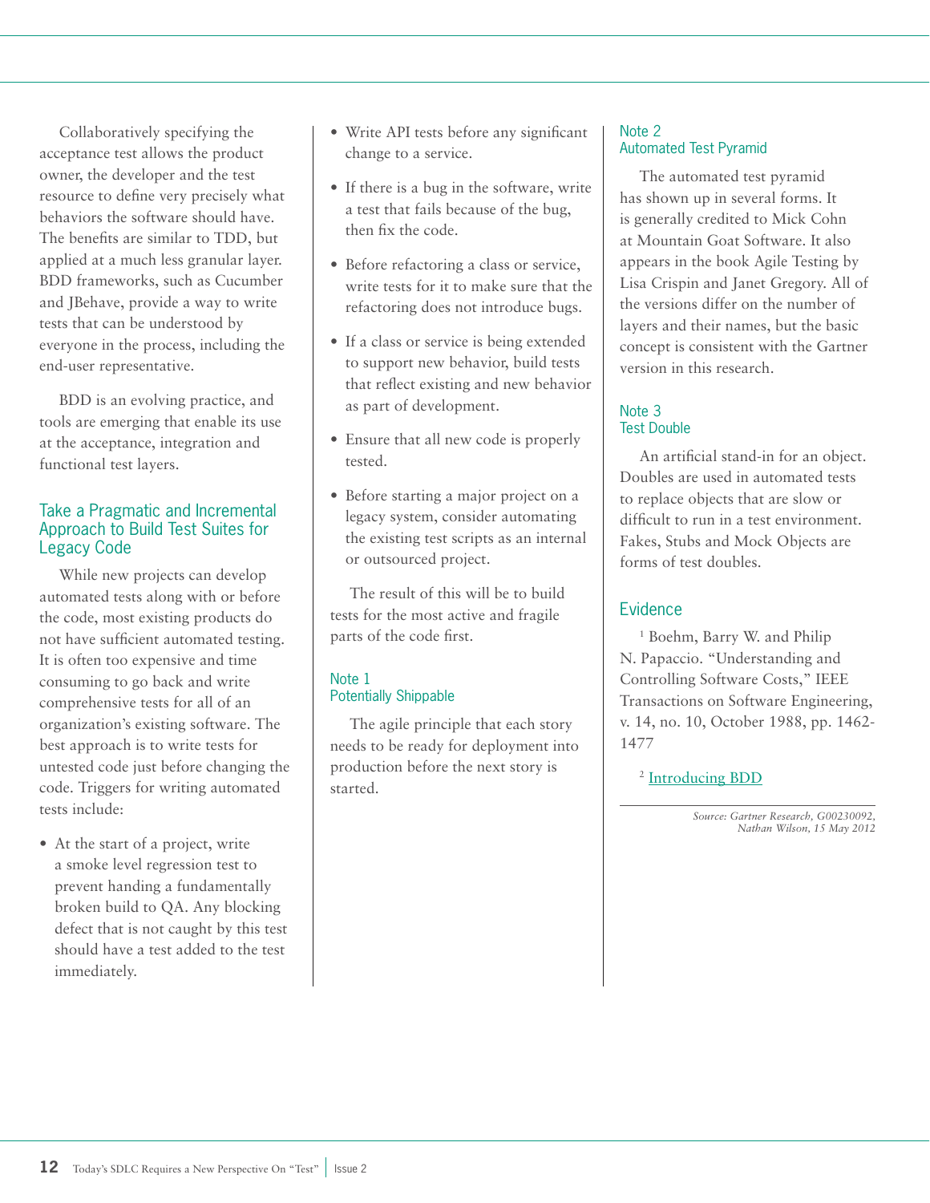Collaboratively specifying the acceptance test allows the product owner, the developer and the test resource to define very precisely what behaviors the software should have. The benefits are similar to TDD, but applied at a much less granular layer. BDD frameworks, such as Cucumber and JBehave, provide a way to write tests that can be understood by everyone in the process, including the end-user representative.

BDD is an evolving practice, and tools are emerging that enable its use at the acceptance, integration and functional test layers.

## Take a Pragmatic and Incremental Approach to Build Test Suites for Legacy Code

While new projects can develop automated tests along with or before the code, most existing products do not have sufficient automated testing. It is often too expensive and time consuming to go back and write comprehensive tests for all of an organization's existing software. The best approach is to write tests for untested code just before changing the code. Triggers for writing automated tests include:

- At the start of a project, write a smoke level regression test to prevent handing a fundamentally broken build to QA. Any blocking defect that is not caught by this test should have a test added to the test immediately.
- Write API tests before any significant change to a service.
- If there is a bug in the software, write a test that fails because of the bug, then fix the code.
- Before refactoring a class or service, write tests for it to make sure that the refactoring does not introduce bugs.
- If a class or service is being extended to support new behavior, build tests that reflect existing and new behavior as part of development.
- Ensure that all new code is properly tested.
- Before starting a major project on a legacy system, consider automating the existing test scripts as an internal or outsourced project.

The result of this will be to build tests for the most active and fragile parts of the code first.

### Note 1
### Potentially Shippable

The agile principle that each story needs to be ready for deployment into production before the next story is started.

### Note 2
### Automated Test Pyramid

The automated test pyramid has shown up in several forms. It is generally credited to Mick Cohn at Mountain Goat Software. It also appears in the book Agile Testing by Lisa Crispin and Janet Gregory. All of the versions differ on the number of layers and their names, but the basic concept is consistent with the Gartner version in this research.

### Note 3
### Test Double

An artificial stand-in for an object. Doubles are used in automated tests to replace objects that are slow or difficult to run in a test environment. Fakes, Stubs and Mock Objects are forms of test doubles.

## Evidence

[1] Boehm, Barry W. and Philip N. Papaccio. "Understanding and Controlling Software Costs," IEEE Transactions on Software Engineering, v. 14, no. 10, October 1988, pp. 1462-1477

[2] Introducing BDD

*Source: Gartner Research, G00230092, Nathan Wilson, 15 May 2012*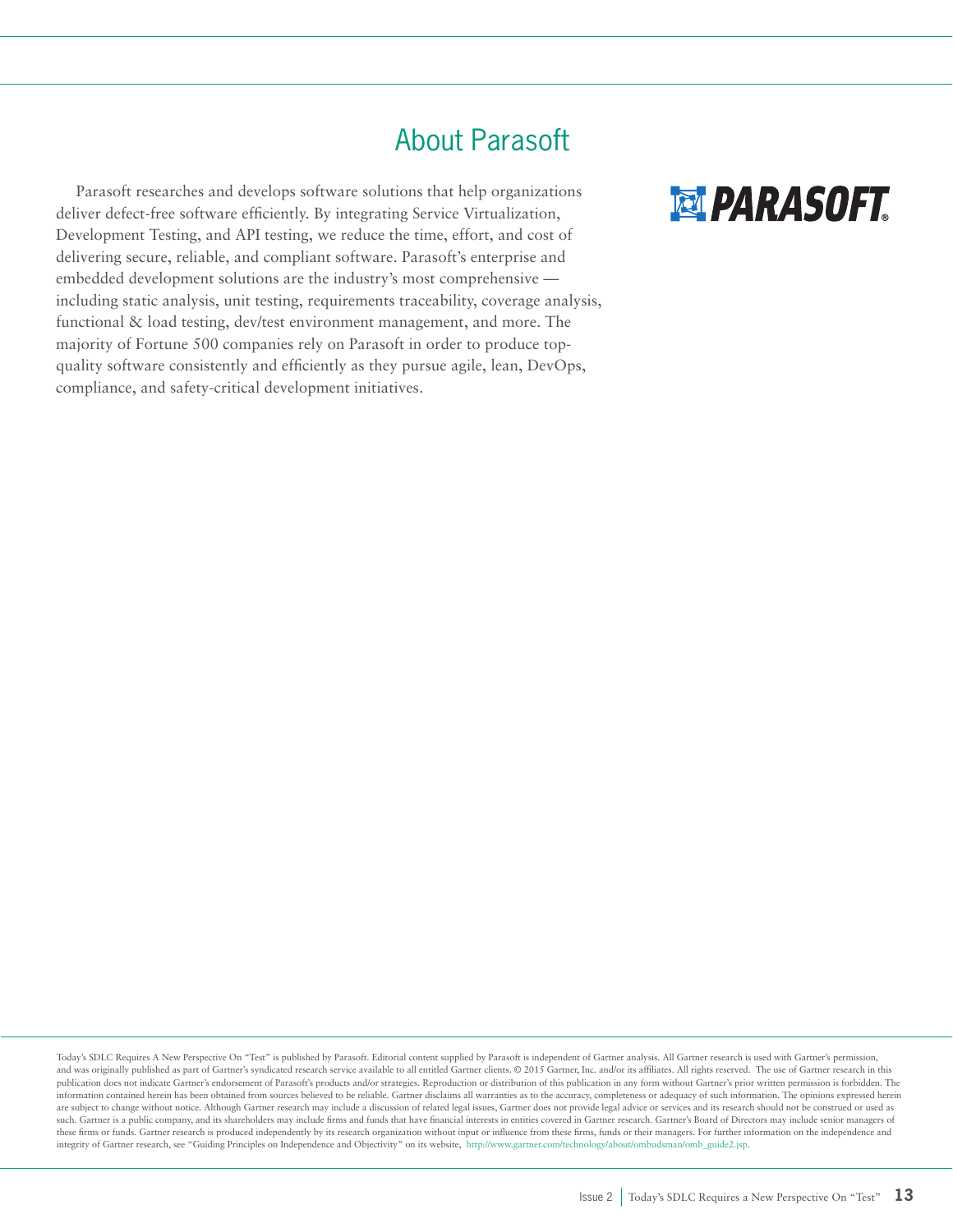## About Parasoft

Parasoft researches and develops software solutions that help organizations deliver defect-free software efficiently. By integrating Service Virtualization, Development Testing, and API testing, we reduce the time, effort, and cost of delivering secure, reliable, and compliant software. Parasoft's enterprise and embedded development solutions are the industry's most comprehensive — including static analysis, unit testing, requirements traceability, coverage analysis, functional & load testing, dev/test environment management, and more. The majority of Fortune 500 companies rely on Parasoft in order to produce top-quality software consistently and efficiently as they pursue agile, lean, DevOps, compliance, and safety-critical development initiatives.

PARASOFT®

Today's SDLC Requires A New Perspective On "Test" is published by Parasoft. Editorial content supplied by Parasoft is independent of Gartner analysis. All Gartner research is used with Gartner's permission, and was originally published as part of Gartner's syndicated research service available to all entitled Gartner clients. © 2015 Gartner, Inc. and/or its affiliates. All rights reserved. The use of Gartner research in this publication does not indicate Gartner's endorsement of Parasoft's products and/or strategies. Reproduction or distribution of this publication in any form without Gartner's prior written permission is forbidden. The information contained herein has been obtained from sources believed to be reliable. Gartner disclaims all warranties as to the accuracy, completeness or adequacy of such information. The opinions expressed herein are subject to change without notice. Although Gartner research may include a discussion of related legal issues, Gartner does not provide legal advice or services and its research should not be construed or used as such. Gartner is a public company, and its shareholders may include firms and funds that have financial interests in entities covered in Gartner research. Gartner's Board of Directors may include senior managers of these firms or funds. Gartner research is produced independently by its research organization without input or influence from these firms, funds or their managers. For further information on the independence and integrity of Gartner research, see "Guiding Principles on Independence and Objectivity" on its website, http://www.gartner.com/technology/about/ombudsman/omb_guide2.jsp.